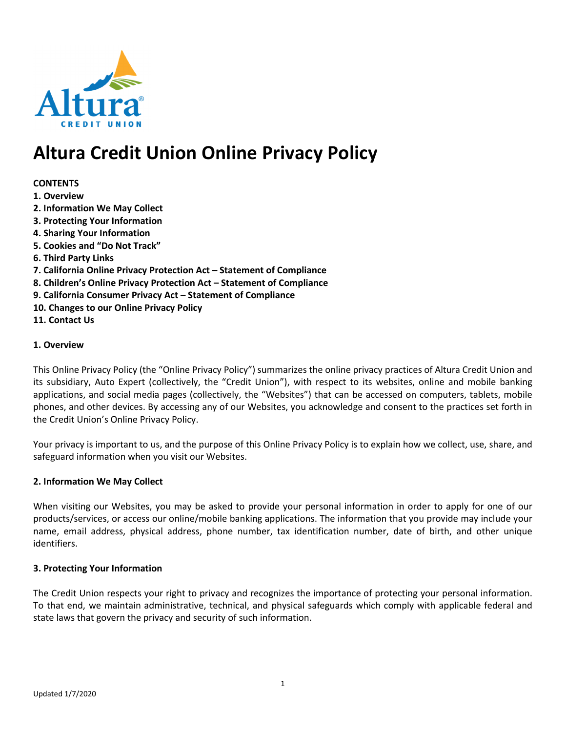# Altura Credit Union Online Privacy Policy

**CONTENTS**

**1. Overview**
**2. Information We May Collect**
**3. Protecting Your Information**
**4. Sharing Your Information**
**5. Cookies and "Do Not Track"**
**6. Third Party Links**
**7. California Online Privacy Protection Act – Statement of Compliance**
**8. Children's Online Privacy Protection Act – Statement of Compliance**
**9. California Consumer Privacy Act – Statement of Compliance**
**10. Changes to our Online Privacy Policy**
**11. Contact Us**

## 1. Overview

This Online Privacy Policy (the "Online Privacy Policy") summarizes the online privacy practices of Altura Credit Union and its subsidiary, Auto Expert (collectively, the "Credit Union"), with respect to its websites, online and mobile banking applications, and social media pages (collectively, the "Websites") that can be accessed on computers, tablets, mobile phones, and other devices. By accessing any of our Websites, you acknowledge and consent to the practices set forth in the Credit Union's Online Privacy Policy.

Your privacy is important to us, and the purpose of this Online Privacy Policy is to explain how we collect, use, share, and safeguard information when you visit our Websites.

## 2. Information We May Collect

When visiting our Websites, you may be asked to provide your personal information in order to apply for one of our products/services, or access our online/mobile banking applications. The information that you provide may include your name, email address, physical address, phone number, tax identification number, date of birth, and other unique identifiers.

## 3. Protecting Your Information

The Credit Union respects your right to privacy and recognizes the importance of protecting your personal information. To that end, we maintain administrative, technical, and physical safeguards which comply with applicable federal and state laws that govern the privacy and security of such information.

Updated 1/7/2020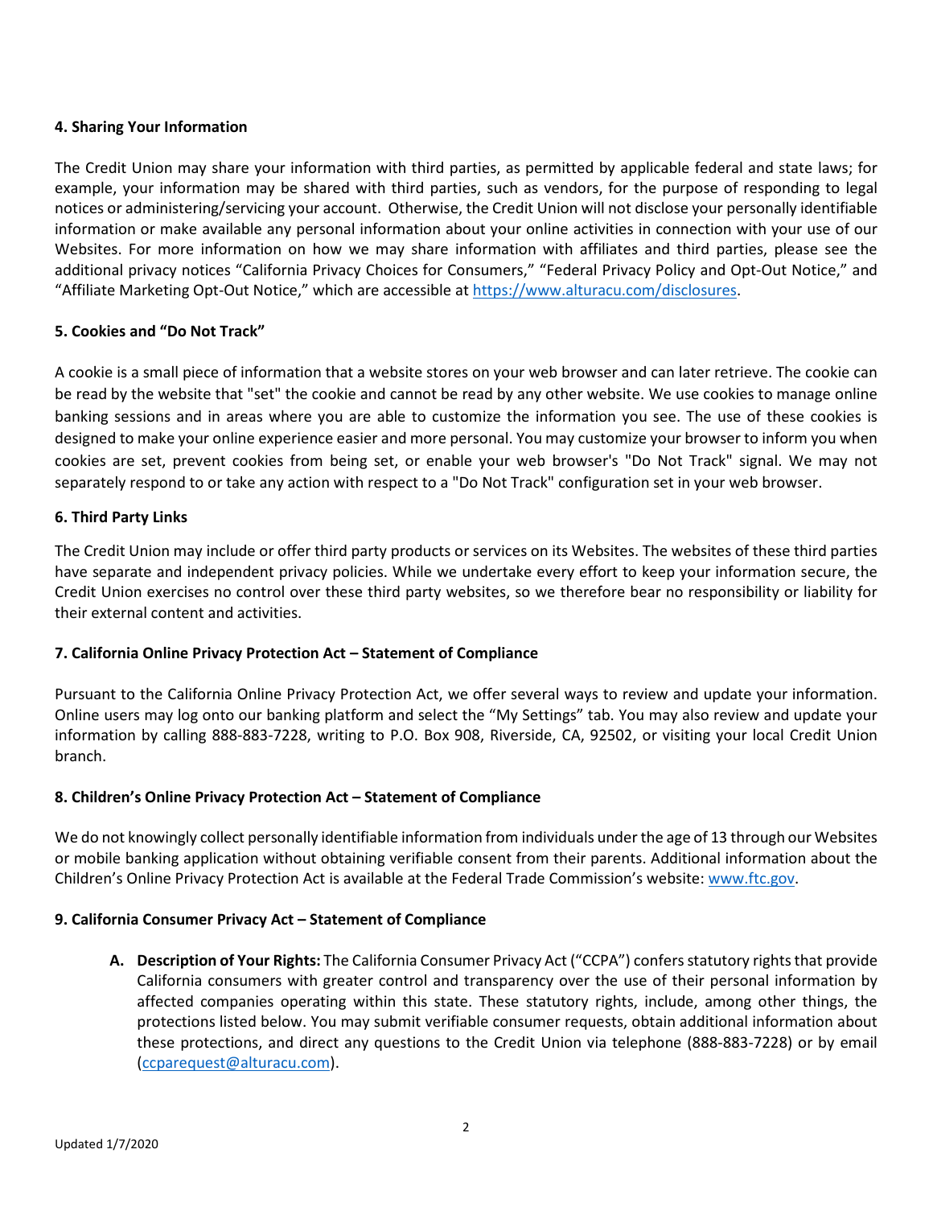#### 4. Sharing Your Information

The Credit Union may share your information with third parties, as permitted by applicable federal and state laws; for example, your information may be shared with third parties, such as vendors, for the purpose of responding to legal notices or administering/servicing your account. Otherwise, the Credit Union will not disclose your personally identifiable information or make available any personal information about your online activities in connection with your use of our Websites. For more information on how we may share information with affiliates and third parties, please see the additional privacy notices "California Privacy Choices for Consumers," "Federal Privacy Policy and Opt-Out Notice," and "Affiliate Marketing Opt-Out Notice," which are accessible at [https://www.alturacu.com/disclosures](https://www.alturacu.com/disclosures).

#### 5. Cookies and "Do Not Track"

A cookie is a small piece of information that a website stores on your web browser and can later retrieve. The cookie can be read by the website that "set" the cookie and cannot be read by any other website. We use cookies to manage online banking sessions and in areas where you are able to customize the information you see. The use of these cookies is designed to make your online experience easier and more personal. You may customize your browser to inform you when cookies are set, prevent cookies from being set, or enable your web browser's "Do Not Track" signal. We may not separately respond to or take any action with respect to a "Do Not Track" configuration set in your web browser.

#### 6. Third Party Links

The Credit Union may include or offer third party products or services on its Websites. The websites of these third parties have separate and independent privacy policies. While we undertake every effort to keep your information secure, the Credit Union exercises no control over these third party websites, so we therefore bear no responsibility or liability for their external content and activities.

#### 7. California Online Privacy Protection Act – Statement of Compliance

Pursuant to the California Online Privacy Protection Act, we offer several ways to review and update your information. Online users may log onto our banking platform and select the "My Settings" tab. You may also review and update your information by calling 888-883-7228, writing to P.O. Box 908, Riverside, CA, 92502, or visiting your local Credit Union branch.

#### 8. Children's Online Privacy Protection Act – Statement of Compliance

We do not knowingly collect personally identifiable information from individuals under the age of 13 through our Websites or mobile banking application without obtaining verifiable consent from their parents. Additional information about the Children's Online Privacy Protection Act is available at the Federal Trade Commission's website: [www.ftc.gov](http://www.ftc.gov).

#### 9. California Consumer Privacy Act – Statement of Compliance

A. **Description of Your Rights:** The California Consumer Privacy Act ("CCPA") confers statutory rights that provide California consumers with greater control and transparency over the use of their personal information by affected companies operating within this state. These statutory rights, include, among other things, the protections listed below. You may submit verifiable consumer requests, obtain additional information about these protections, and direct any questions to the Credit Union via telephone (888-883-7228) or by email ([ccparequest@alturacu.com](mailto:ccparequest@alturacu.com)).

Updated 1/7/2020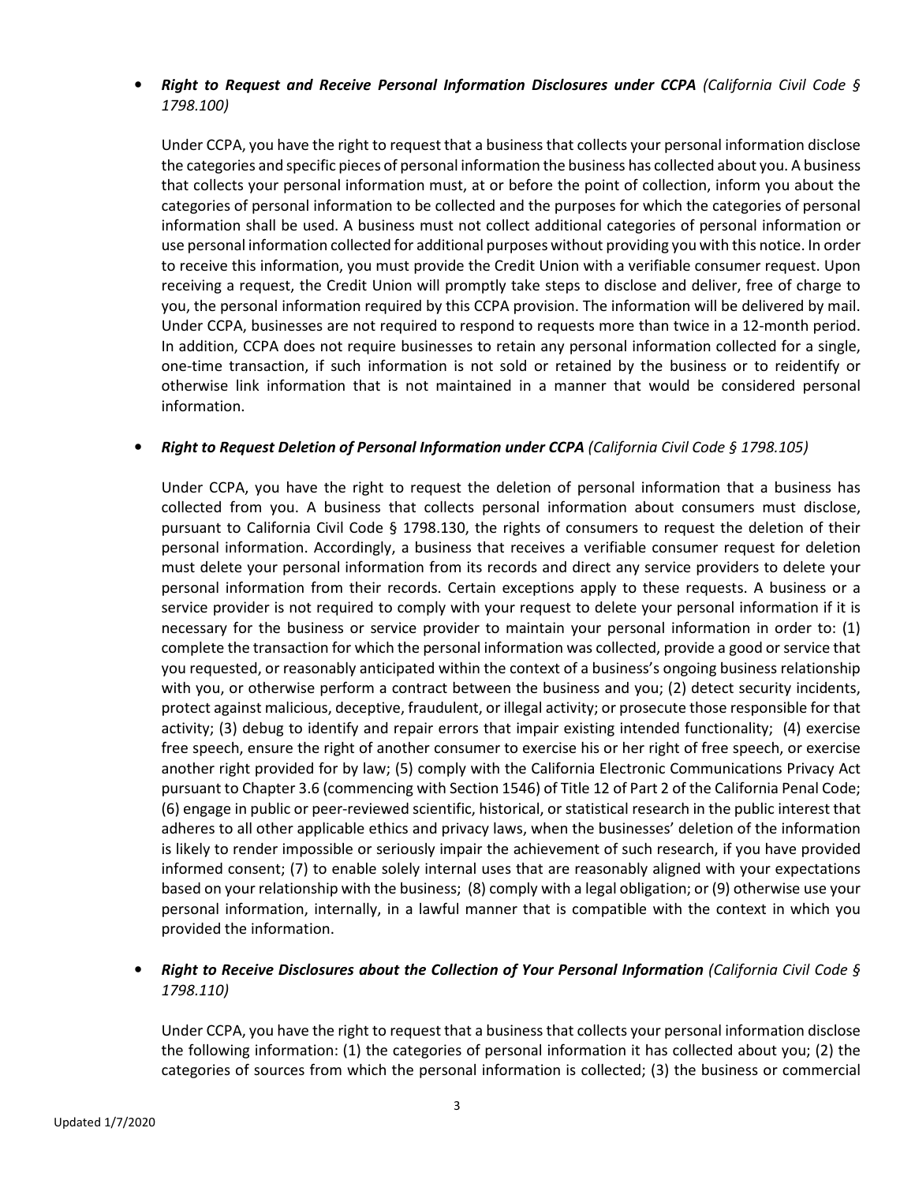- ***Right to Request and Receive Personal Information Disclosures under CCPA*** *(California Civil Code § 1798.100)*

  Under CCPA, you have the right to request that a business that collects your personal information disclose the categories and specific pieces of personal information the business has collected about you. A business that collects your personal information must, at or before the point of collection, inform you about the categories of personal information to be collected and the purposes for which the categories of personal information shall be used. A business must not collect additional categories of personal information or use personal information collected for additional purposes without providing you with this notice. In order to receive this information, you must provide the Credit Union with a verifiable consumer request. Upon receiving a request, the Credit Union will promptly take steps to disclose and deliver, free of charge to you, the personal information required by this CCPA provision. The information will be delivered by mail. Under CCPA, businesses are not required to respond to requests more than twice in a 12-month period. In addition, CCPA does not require businesses to retain any personal information collected for a single, one-time transaction, if such information is not sold or retained by the business or to reidentify or otherwise link information that is not maintained in a manner that would be considered personal information.

- ***Right to Request Deletion of Personal Information under CCPA*** *(California Civil Code § 1798.105)*

  Under CCPA, you have the right to request the deletion of personal information that a business has collected from you. A business that collects personal information about consumers must disclose, pursuant to California Civil Code § 1798.130, the rights of consumers to request the deletion of their personal information. Accordingly, a business that receives a verifiable consumer request for deletion must delete your personal information from its records and direct any service providers to delete your personal information from their records. Certain exceptions apply to these requests. A business or a service provider is not required to comply with your request to delete your personal information if it is necessary for the business or service provider to maintain your personal information in order to: (1) complete the transaction for which the personal information was collected, provide a good or service that you requested, or reasonably anticipated within the context of a business's ongoing business relationship with you, or otherwise perform a contract between the business and you; (2) detect security incidents, protect against malicious, deceptive, fraudulent, or illegal activity; or prosecute those responsible for that activity; (3) debug to identify and repair errors that impair existing intended functionality; (4) exercise free speech, ensure the right of another consumer to exercise his or her right of free speech, or exercise another right provided for by law; (5) comply with the California Electronic Communications Privacy Act pursuant to Chapter 3.6 (commencing with Section 1546) of Title 12 of Part 2 of the California Penal Code; (6) engage in public or peer-reviewed scientific, historical, or statistical research in the public interest that adheres to all other applicable ethics and privacy laws, when the businesses' deletion of the information is likely to render impossible or seriously impair the achievement of such research, if you have provided informed consent; (7) to enable solely internal uses that are reasonably aligned with your expectations based on your relationship with the business; (8) comply with a legal obligation; or (9) otherwise use your personal information, internally, in a lawful manner that is compatible with the context in which you provided the information.

- ***Right to Receive Disclosures about the Collection of Your Personal Information*** *(California Civil Code § 1798.110)*

  Under CCPA, you have the right to request that a business that collects your personal information disclose the following information: (1) the categories of personal information it has collected about you; (2) the categories of sources from which the personal information is collected; (3) the business or commercial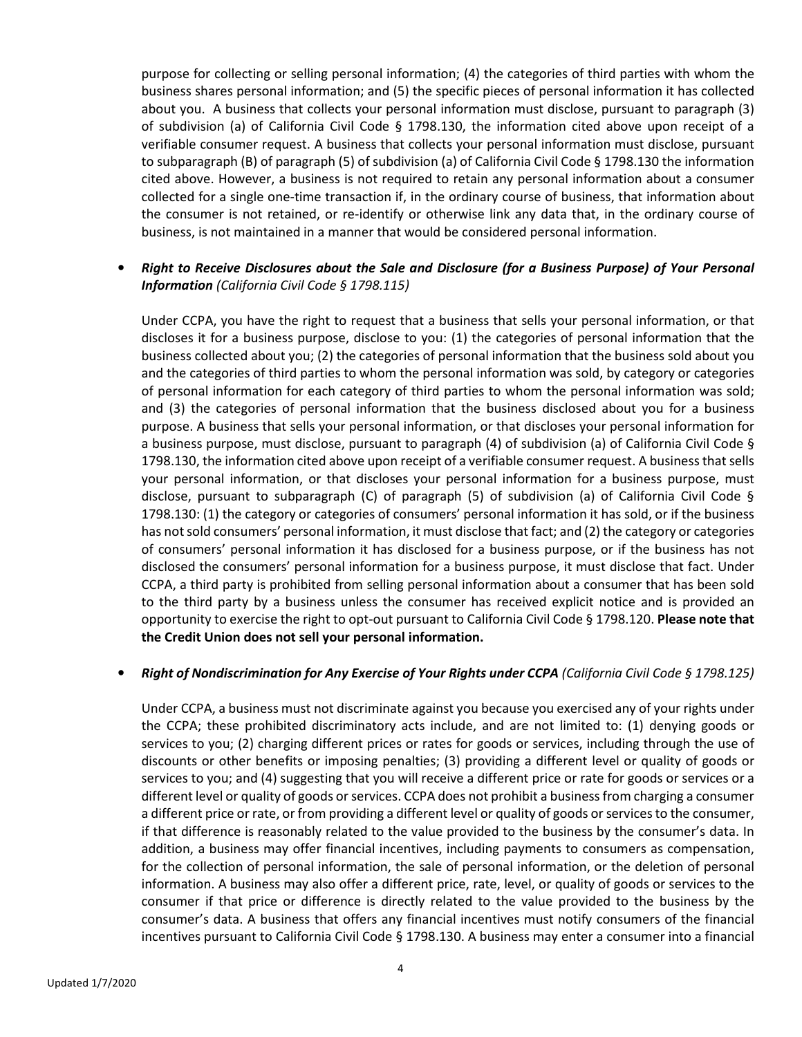purpose for collecting or selling personal information; (4) the categories of third parties with whom the business shares personal information; and (5) the specific pieces of personal information it has collected about you. A business that collects your personal information must disclose, pursuant to paragraph (3) of subdivision (a) of California Civil Code § 1798.130, the information cited above upon receipt of a verifiable consumer request. A business that collects your personal information must disclose, pursuant to subparagraph (B) of paragraph (5) of subdivision (a) of California Civil Code § 1798.130 the information cited above. However, a business is not required to retain any personal information about a consumer collected for a single one-time transaction if, in the ordinary course of business, that information about the consumer is not retained, or re-identify or otherwise link any data that, in the ordinary course of business, is not maintained in a manner that would be considered personal information.

- ***Right to Receive Disclosures about the Sale and Disclosure (for a Business Purpose) of Your Personal Information*** *(California Civil Code § 1798.115)*

  Under CCPA, you have the right to request that a business that sells your personal information, or that discloses it for a business purpose, disclose to you: (1) the categories of personal information that the business collected about you; (2) the categories of personal information that the business sold about you and the categories of third parties to whom the personal information was sold, by category or categories of personal information for each category of third parties to whom the personal information was sold; and (3) the categories of personal information that the business disclosed about you for a business purpose. A business that sells your personal information, or that discloses your personal information for a business purpose, must disclose, pursuant to paragraph (4) of subdivision (a) of California Civil Code § 1798.130, the information cited above upon receipt of a verifiable consumer request. A business that sells your personal information, or that discloses your personal information for a business purpose, must disclose, pursuant to subparagraph (C) of paragraph (5) of subdivision (a) of California Civil Code § 1798.130: (1) the category or categories of consumers' personal information it has sold, or if the business has not sold consumers' personal information, it must disclose that fact; and (2) the category or categories of consumers' personal information it has disclosed for a business purpose, or if the business has not disclosed the consumers' personal information for a business purpose, it must disclose that fact. Under CCPA, a third party is prohibited from selling personal information about a consumer that has been sold to the third party by a business unless the consumer has received explicit notice and is provided an opportunity to exercise the right to opt-out pursuant to California Civil Code § 1798.120. **Please note that the Credit Union does not sell your personal information.**

- ***Right of Nondiscrimination for Any Exercise of Your Rights under CCPA*** *(California Civil Code § 1798.125)*

  Under CCPA, a business must not discriminate against you because you exercised any of your rights under the CCPA; these prohibited discriminatory acts include, and are not limited to: (1) denying goods or services to you; (2) charging different prices or rates for goods or services, including through the use of discounts or other benefits or imposing penalties; (3) providing a different level or quality of goods or services to you; and (4) suggesting that you will receive a different price or rate for goods or services or a different level or quality of goods or services. CCPA does not prohibit a business from charging a consumer a different price or rate, or from providing a different level or quality of goods or services to the consumer, if that difference is reasonably related to the value provided to the business by the consumer's data. In addition, a business may offer financial incentives, including payments to consumers as compensation, for the collection of personal information, the sale of personal information, or the deletion of personal information. A business may also offer a different price, rate, level, or quality of goods or services to the consumer if that price or difference is directly related to the value provided to the business by the consumer's data. A business that offers any financial incentives must notify consumers of the financial incentives pursuant to California Civil Code § 1798.130. A business may enter a consumer into a financial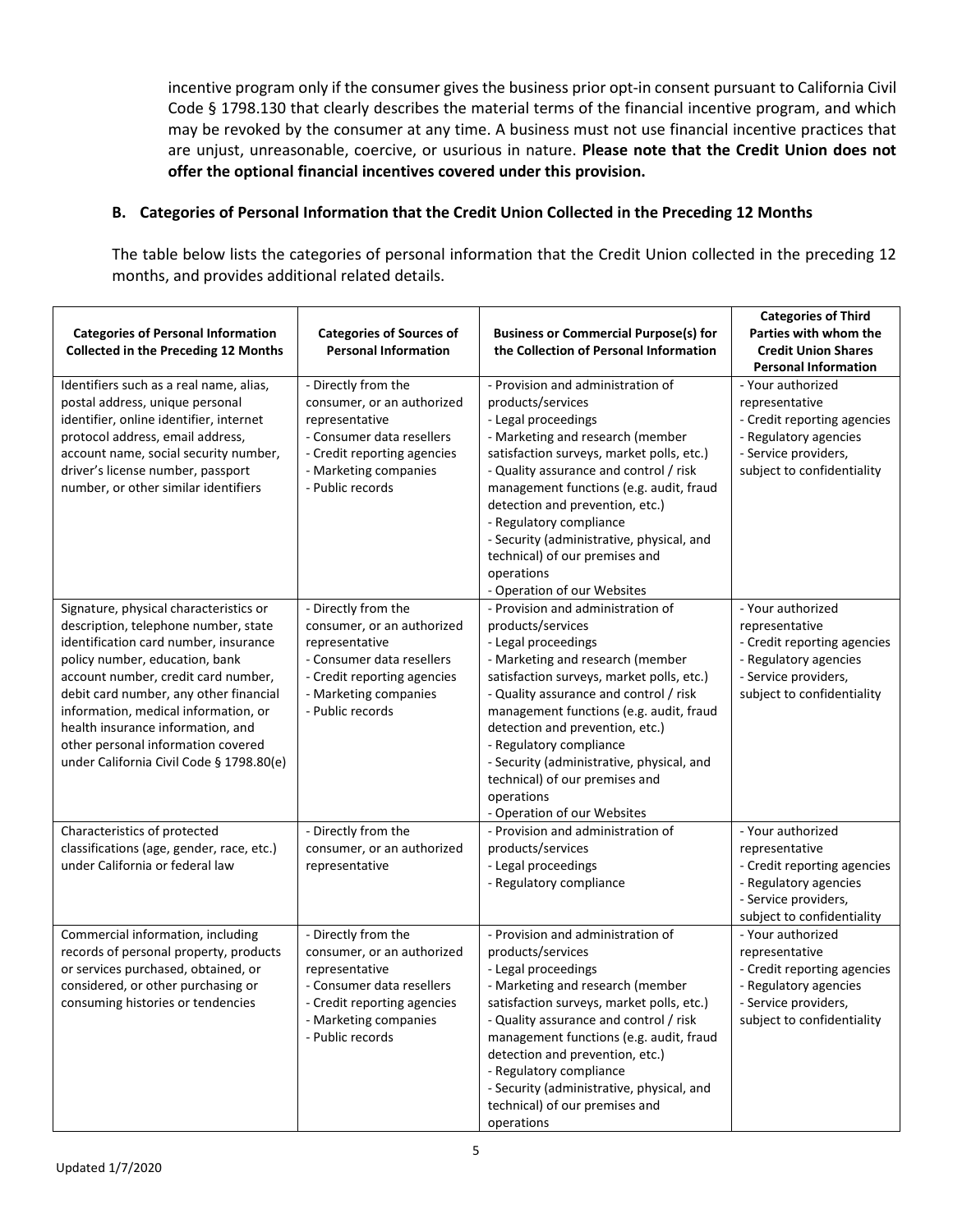incentive program only if the consumer gives the business prior opt-in consent pursuant to California Civil Code § 1798.130 that clearly describes the material terms of the financial incentive program, and which may be revoked by the consumer at any time. A business must not use financial incentive practices that are unjust, unreasonable, coercive, or usurious in nature. **Please note that the Credit Union does not offer the optional financial incentives covered under this provision.**

### B. Categories of Personal Information that the Credit Union Collected in the Preceding 12 Months

The table below lists the categories of personal information that the Credit Union collected in the preceding 12 months, and provides additional related details.

| Categories of Personal Information Collected in the Preceding 12 Months | Categories of Sources of Personal Information | Business or Commercial Purpose(s) for the Collection of Personal Information | Categories of Third Parties with whom the Credit Union Shares Personal Information |
|---|---|---|---|
| Identifiers such as a real name, alias, postal address, unique personal identifier, online identifier, internet protocol address, email address, account name, social security number, driver's license number, passport number, or other similar identifiers | - Directly from the consumer, or an authorized representative<br>- Consumer data resellers<br>- Credit reporting agencies<br>- Marketing companies<br>- Public records | - Provision and administration of products/services<br>- Legal proceedings<br>- Marketing and research (member satisfaction surveys, market polls, etc.)<br>- Quality assurance and control / risk management functions (e.g. audit, fraud detection and prevention, etc.)<br>- Regulatory compliance<br>- Security (administrative, physical, and technical) of our premises and operations<br>- Operation of our Websites | - Your authorized representative<br>- Credit reporting agencies<br>- Regulatory agencies<br>- Service providers, subject to confidentiality |
| Signature, physical characteristics or description, telephone number, state identification card number, insurance policy number, education, bank account number, credit card number, debit card number, any other financial information, medical information, or health insurance information, and other personal information covered under California Civil Code § 1798.80(e) | - Directly from the consumer, or an authorized representative<br>- Consumer data resellers<br>- Credit reporting agencies<br>- Marketing companies<br>- Public records | - Provision and administration of products/services<br>- Legal proceedings<br>- Marketing and research (member satisfaction surveys, market polls, etc.)<br>- Quality assurance and control / risk management functions (e.g. audit, fraud detection and prevention, etc.)<br>- Regulatory compliance<br>- Security (administrative, physical, and technical) of our premises and operations<br>- Operation of our Websites | - Your authorized representative<br>- Credit reporting agencies<br>- Regulatory agencies<br>- Service providers, subject to confidentiality |
| Characteristics of protected classifications (age, gender, race, etc.) under California or federal law | - Directly from the consumer, or an authorized representative | - Provision and administration of products/services<br>- Legal proceedings<br>- Regulatory compliance | - Your authorized representative<br>- Credit reporting agencies<br>- Regulatory agencies<br>- Service providers, subject to confidentiality |
| Commercial information, including records of personal property, products or services purchased, obtained, or considered, or other purchasing or consuming histories or tendencies | - Directly from the consumer, or an authorized representative<br>- Consumer data resellers<br>- Credit reporting agencies<br>- Marketing companies<br>- Public records | - Provision and administration of products/services<br>- Legal proceedings<br>- Marketing and research (member satisfaction surveys, market polls, etc.)<br>- Quality assurance and control / risk management functions (e.g. audit, fraud detection and prevention, etc.)<br>- Regulatory compliance<br>- Security (administrative, physical, and technical) of our premises and operations | - Your authorized representative<br>- Credit reporting agencies<br>- Regulatory agencies<br>- Service providers, subject to confidentiality |

Updated 1/7/2020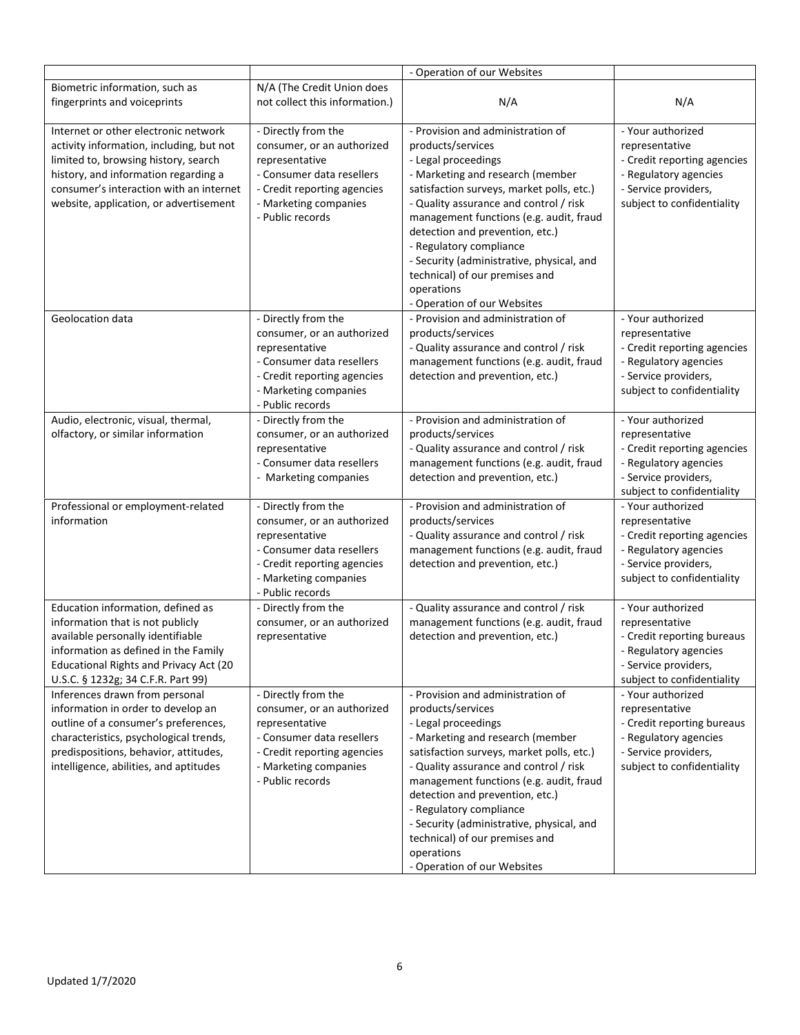| | | - Operation of our Websites | |
|---|---|---|---|
| Biometric information, such as fingerprints and voiceprints | N/A (The Credit Union does not collect this information.) | N/A | N/A |
| Internet or other electronic network activity information, including, but not limited to, browsing history, search history, and information regarding a consumer's interaction with an internet website, application, or advertisement | - Directly from the consumer, or an authorized representative<br>- Consumer data resellers<br>- Credit reporting agencies<br>- Marketing companies<br>- Public records | - Provision and administration of products/services<br>- Legal proceedings<br>- Marketing and research (member satisfaction surveys, market polls, etc.)<br>- Quality assurance and control / risk management functions (e.g. audit, fraud detection and prevention, etc.)<br>- Regulatory compliance<br>- Security (administrative, physical, and technical) of our premises and operations<br>- Operation of our Websites | - Your authorized representative<br>- Credit reporting agencies<br>- Regulatory agencies<br>- Service providers, subject to confidentiality |
| Geolocation data | - Directly from the consumer, or an authorized representative<br>- Consumer data resellers<br>- Credit reporting agencies<br>- Marketing companies<br>- Public records | - Provision and administration of products/services<br>- Quality assurance and control / risk management functions (e.g. audit, fraud detection and prevention, etc.) | - Your authorized representative<br>- Credit reporting agencies<br>- Regulatory agencies<br>- Service providers, subject to confidentiality |
| Audio, electronic, visual, thermal, olfactory, or similar information | - Directly from the consumer, or an authorized representative<br>- Consumer data resellers<br>- Marketing companies | - Provision and administration of products/services<br>- Quality assurance and control / risk management functions (e.g. audit, fraud detection and prevention, etc.) | - Your authorized representative<br>- Credit reporting agencies<br>- Regulatory agencies<br>- Service providers, subject to confidentiality |
| Professional or employment-related information | - Directly from the consumer, or an authorized representative<br>- Consumer data resellers<br>- Credit reporting agencies<br>- Marketing companies<br>- Public records | - Provision and administration of products/services<br>- Quality assurance and control / risk management functions (e.g. audit, fraud detection and prevention, etc.) | - Your authorized representative<br>- Credit reporting agencies<br>- Regulatory agencies<br>- Service providers, subject to confidentiality |
| Education information, defined as information that is not publicly available personally identifiable information as defined in the Family Educational Rights and Privacy Act (20 U.S.C. § 1232g; 34 C.F.R. Part 99) | - Directly from the consumer, or an authorized representative | - Quality assurance and control / risk management functions (e.g. audit, fraud detection and prevention, etc.) | - Your authorized representative<br>- Credit reporting bureaus<br>- Regulatory agencies<br>- Service providers, subject to confidentiality |
| Inferences drawn from personal information in order to develop an outline of a consumer's preferences, characteristics, psychological trends, predispositions, behavior, attitudes, intelligence, abilities, and aptitudes | - Directly from the consumer, or an authorized representative<br>- Consumer data resellers<br>- Credit reporting agencies<br>- Marketing companies<br>- Public records | - Provision and administration of products/services<br>- Legal proceedings<br>- Marketing and research (member satisfaction surveys, market polls, etc.)<br>- Quality assurance and control / risk management functions (e.g. audit, fraud detection and prevention, etc.)<br>- Regulatory compliance<br>- Security (administrative, physical, and technical) of our premises and operations<br>- Operation of our Websites | - Your authorized representative<br>- Credit reporting bureaus<br>- Regulatory agencies<br>- Service providers, subject to confidentiality |

Updated 1/7/2020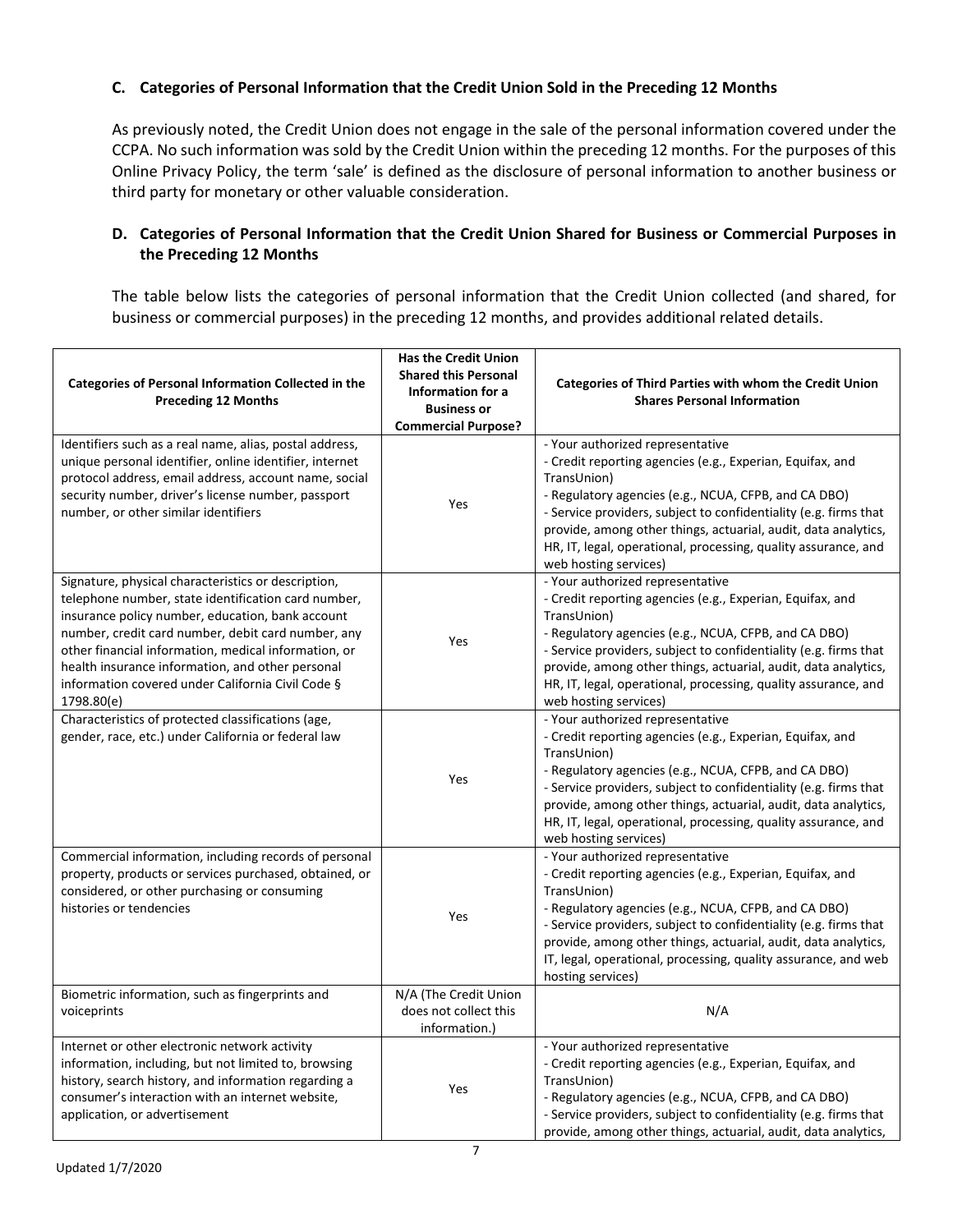### C. Categories of Personal Information that the Credit Union Sold in the Preceding 12 Months

As previously noted, the Credit Union does not engage in the sale of the personal information covered under the CCPA. No such information was sold by the Credit Union within the preceding 12 months. For the purposes of this Online Privacy Policy, the term 'sale' is defined as the disclosure of personal information to another business or third party for monetary or other valuable consideration.

### D. Categories of Personal Information that the Credit Union Shared for Business or Commercial Purposes in the Preceding 12 Months

The table below lists the categories of personal information that the Credit Union collected (and shared, for business or commercial purposes) in the preceding 12 months, and provides additional related details.

| Categories of Personal Information Collected in the Preceding 12 Months | Has the Credit Union Shared this Personal Information for a Business or Commercial Purpose? | Categories of Third Parties with whom the Credit Union Shares Personal Information |
|---|---|---|
| Identifiers such as a real name, alias, postal address, unique personal identifier, online identifier, internet protocol address, email address, account name, social security number, driver's license number, passport number, or other similar identifiers | Yes | - Your authorized representative<br>- Credit reporting agencies (e.g., Experian, Equifax, and TransUnion)<br>- Regulatory agencies (e.g., NCUA, CFPB, and CA DBO)<br>- Service providers, subject to confidentiality (e.g. firms that provide, among other things, actuarial, audit, data analytics, HR, IT, legal, operational, processing, quality assurance, and web hosting services) |
| Signature, physical characteristics or description, telephone number, state identification card number, insurance policy number, education, bank account number, credit card number, debit card number, any other financial information, medical information, or health insurance information, and other personal information covered under California Civil Code § 1798.80(e) | Yes | - Your authorized representative<br>- Credit reporting agencies (e.g., Experian, Equifax, and TransUnion)<br>- Regulatory agencies (e.g., NCUA, CFPB, and CA DBO)<br>- Service providers, subject to confidentiality (e.g. firms that provide, among other things, actuarial, audit, data analytics, HR, IT, legal, operational, processing, quality assurance, and web hosting services) |
| Characteristics of protected classifications (age, gender, race, etc.) under California or federal law | Yes | - Your authorized representative<br>- Credit reporting agencies (e.g., Experian, Equifax, and TransUnion)<br>- Regulatory agencies (e.g., NCUA, CFPB, and CA DBO)<br>- Service providers, subject to confidentiality (e.g. firms that provide, among other things, actuarial, audit, data analytics, HR, IT, legal, operational, processing, quality assurance, and web hosting services) |
| Commercial information, including records of personal property, products or services purchased, obtained, or considered, or other purchasing or consuming histories or tendencies | Yes | - Your authorized representative<br>- Credit reporting agencies (e.g., Experian, Equifax, and TransUnion)<br>- Regulatory agencies (e.g., NCUA, CFPB, and CA DBO)<br>- Service providers, subject to confidentiality (e.g. firms that provide, among other things, actuarial, audit, data analytics, IT, legal, operational, processing, quality assurance, and web hosting services) |
| Biometric information, such as fingerprints and voiceprints | N/A (The Credit Union does not collect this information.) | N/A |
| Internet or other electronic network activity information, including, but not limited to, browsing history, search history, and information regarding a consumer's interaction with an internet website, application, or advertisement | Yes | - Your authorized representative<br>- Credit reporting agencies (e.g., Experian, Equifax, and TransUnion)<br>- Regulatory agencies (e.g., NCUA, CFPB, and CA DBO)<br>- Service providers, subject to confidentiality (e.g. firms that provide, among other things, actuarial, audit, data analytics, |

Updated 1/7/2020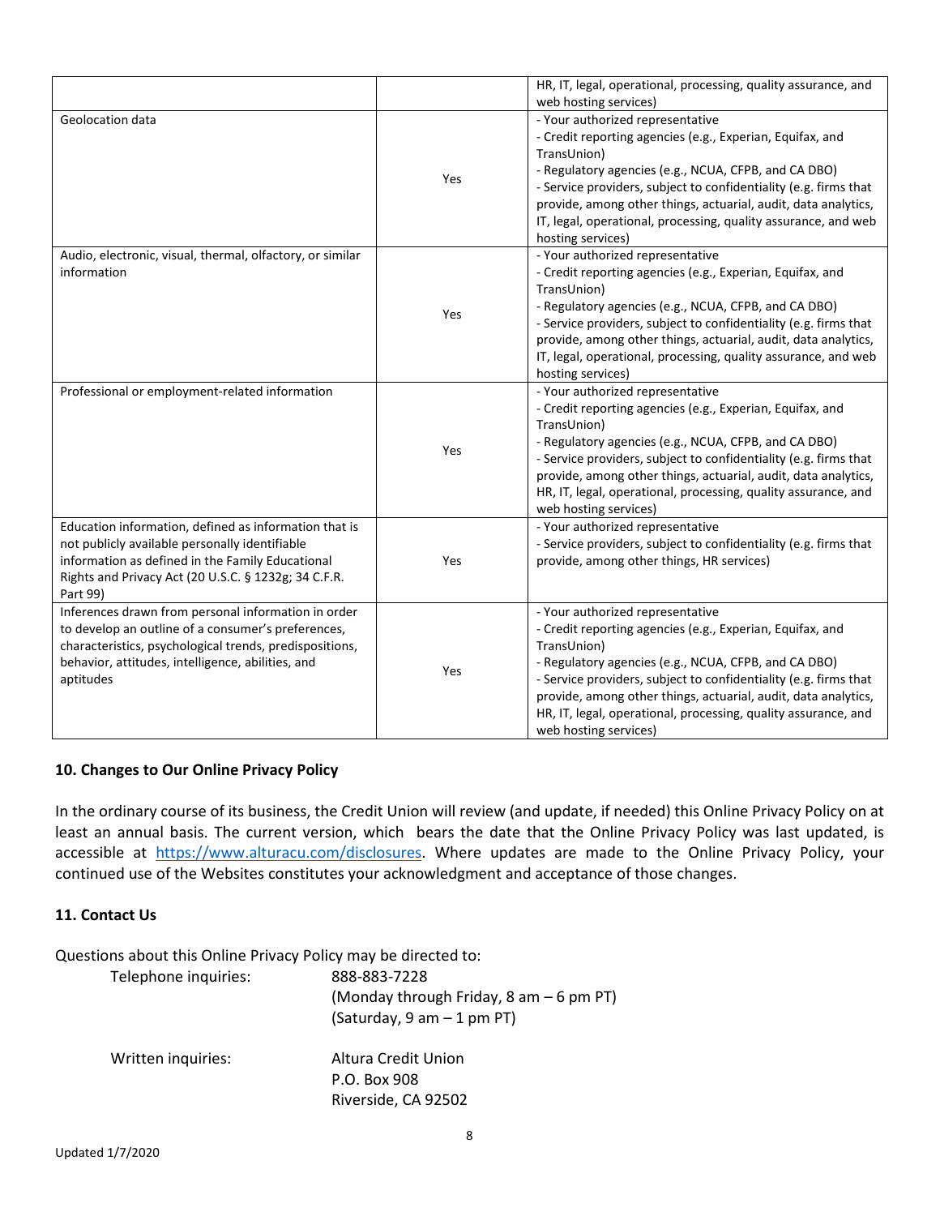| | | |
|---|---|---|
| | | HR, IT, legal, operational, processing, quality assurance, and web hosting services) |
| Geolocation data | Yes | - Your authorized representative<br>- Credit reporting agencies (e.g., Experian, Equifax, and TransUnion)<br>- Regulatory agencies (e.g., NCUA, CFPB, and CA DBO)<br>- Service providers, subject to confidentiality (e.g. firms that provide, among other things, actuarial, audit, data analytics, IT, legal, operational, processing, quality assurance, and web hosting services) |
| Audio, electronic, visual, thermal, olfactory, or similar information | Yes | - Your authorized representative<br>- Credit reporting agencies (e.g., Experian, Equifax, and TransUnion)<br>- Regulatory agencies (e.g., NCUA, CFPB, and CA DBO)<br>- Service providers, subject to confidentiality (e.g. firms that provide, among other things, actuarial, audit, data analytics, IT, legal, operational, processing, quality assurance, and web hosting services) |
| Professional or employment-related information | Yes | - Your authorized representative<br>- Credit reporting agencies (e.g., Experian, Equifax, and TransUnion)<br>- Regulatory agencies (e.g., NCUA, CFPB, and CA DBO)<br>- Service providers, subject to confidentiality (e.g. firms that provide, among other things, actuarial, audit, data analytics, HR, IT, legal, operational, processing, quality assurance, and web hosting services) |
| Education information, defined as information that is not publicly available personally identifiable information as defined in the Family Educational Rights and Privacy Act (20 U.S.C. § 1232g; 34 C.F.R. Part 99) | Yes | - Your authorized representative<br>- Service providers, subject to confidentiality (e.g. firms that provide, among other things, HR services) |
| Inferences drawn from personal information in order to develop an outline of a consumer's preferences, characteristics, psychological trends, predispositions, behavior, attitudes, intelligence, abilities, and aptitudes | Yes | - Your authorized representative<br>- Credit reporting agencies (e.g., Experian, Equifax, and TransUnion)<br>- Regulatory agencies (e.g., NCUA, CFPB, and CA DBO)<br>- Service providers, subject to confidentiality (e.g. firms that provide, among other things, actuarial, audit, data analytics, HR, IT, legal, operational, processing, quality assurance, and web hosting services) |

### 10. Changes to Our Online Privacy Policy

In the ordinary course of its business, the Credit Union will review (and update, if needed) this Online Privacy Policy on at least an annual basis. The current version, which bears the date that the Online Privacy Policy was last updated, is accessible at https://www.alturacu.com/disclosures. Where updates are made to the Online Privacy Policy, your continued use of the Websites constitutes your acknowledgment and acceptance of those changes.

### 11. Contact Us

Questions about this Online Privacy Policy may be directed to:

Telephone inquiries: 888-883-7228
(Monday through Friday, 8 am – 6 pm PT)
(Saturday, 9 am – 1 pm PT)

Written inquiries: Altura Credit Union
P.O. Box 908
Riverside, CA 92502

Updated 1/7/2020